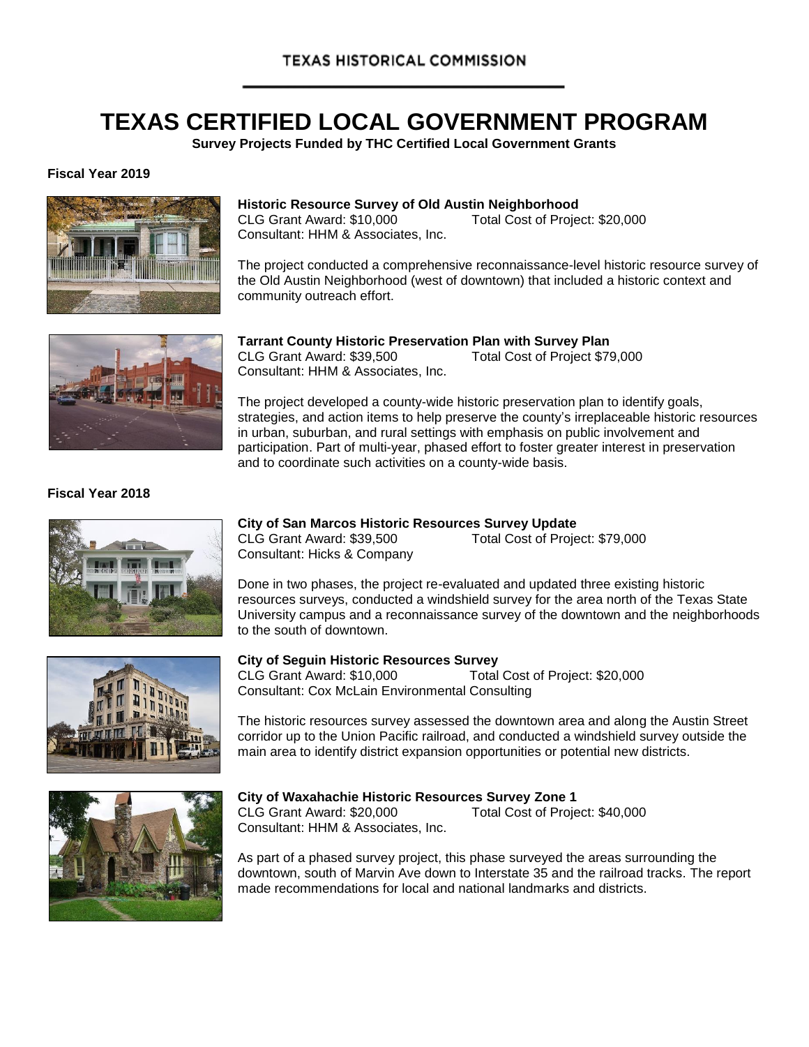TEXAS HISTORICAL COMMISSION

# TEXAS CERTIFIED LOCAL GOVERNMENT PROGRAM

**Survey Projects Funded by THC Certified Local Government Grants**

## Fiscal Year 2019

### Historic Resource Survey of Old Austin Neighborhood

CLG Grant Award: $10,000 Total Cost of Project: $20,000
Consultant: HHM & Associates, Inc.

The project conducted a comprehensive reconnaissance-level historic resource survey of the Old Austin Neighborhood (west of downtown) that included a historic context and community outreach effort.

### Tarrant County Historic Preservation Plan with Survey Plan

CLG Grant Award: $39,500 Total Cost of Project $79,000
Consultant: HHM & Associates, Inc.

The project developed a county-wide historic preservation plan to identify goals, strategies, and action items to help preserve the county's irreplaceable historic resources in urban, suburban, and rural settings with emphasis on public involvement and participation. Part of multi-year, phased effort to foster greater interest in preservation and to coordinate such activities on a county-wide basis.

## Fiscal Year 2018

### City of San Marcos Historic Resources Survey Update

CLG Grant Award: $39,500 Total Cost of Project: $79,000
Consultant: Hicks & Company

Done in two phases, the project re-evaluated and updated three existing historic resources surveys, conducted a windshield survey for the area north of the Texas State University campus and a reconnaissance survey of the downtown and the neighborhoods to the south of downtown.

### City of Seguin Historic Resources Survey

CLG Grant Award: $10,000 Total Cost of Project: $20,000
Consultant: Cox McLain Environmental Consulting

The historic resources survey assessed the downtown area and along the Austin Street corridor up to the Union Pacific railroad, and conducted a windshield survey outside the main area to identify district expansion opportunities or potential new districts.

### City of Waxahachie Historic Resources Survey Zone 1

CLG Grant Award: $20,000 Total Cost of Project: $40,000
Consultant: HHM & Associates, Inc.

As part of a phased survey project, this phase surveyed the areas surrounding the downtown, south of Marvin Ave down to Interstate 35 and the railroad tracks. The report made recommendations for local and national landmarks and districts.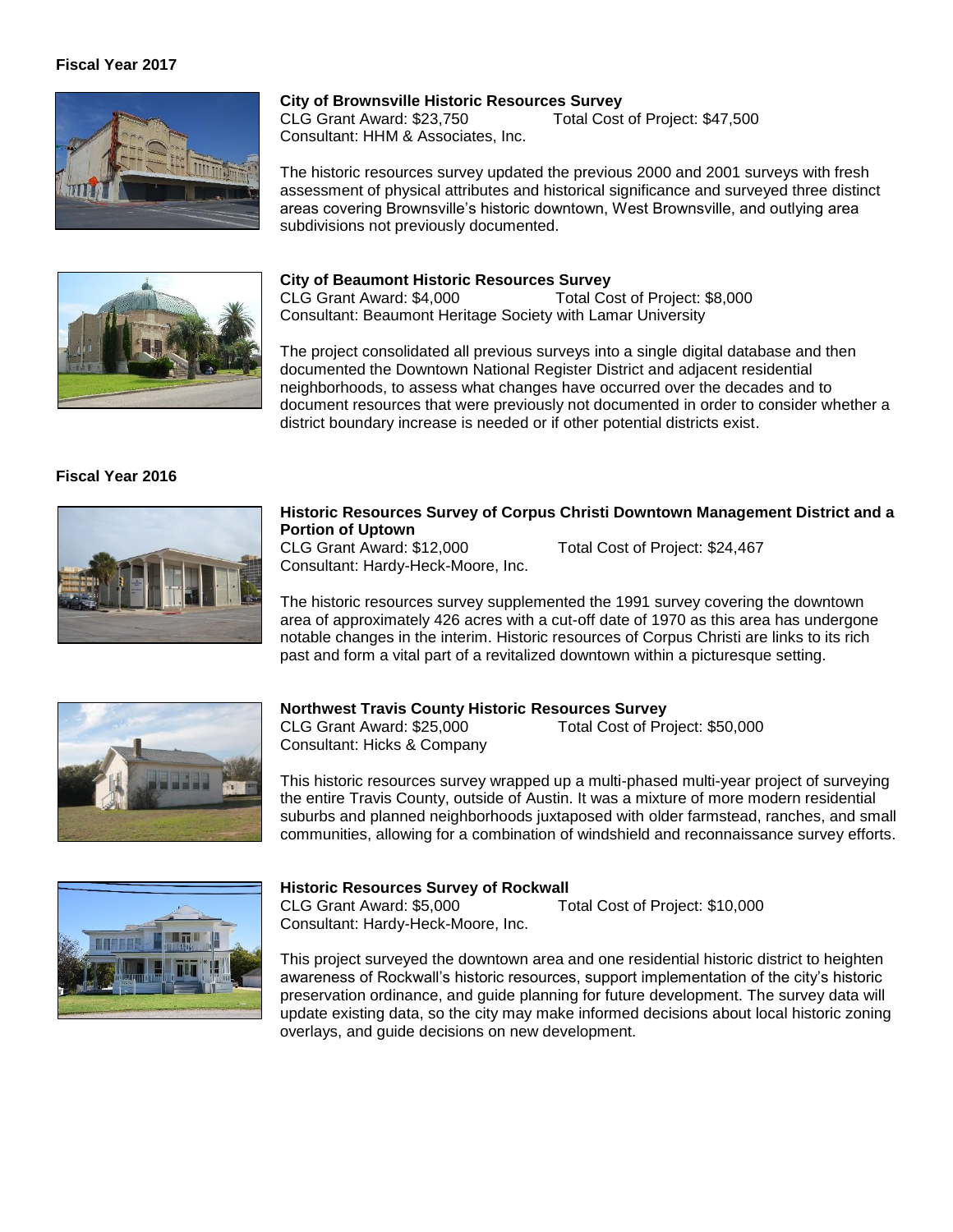## Fiscal Year 2017

### City of Brownsville Historic Resources Survey

CLG Grant Award: $23,750 Total Cost of Project: $47,500
Consultant: HHM & Associates, Inc.

The historic resources survey updated the previous 2000 and 2001 surveys with fresh assessment of physical attributes and historical significance and surveyed three distinct areas covering Brownsville's historic downtown, West Brownsville, and outlying area subdivisions not previously documented.

### City of Beaumont Historic Resources Survey

CLG Grant Award: $4,000 Total Cost of Project: $8,000
Consultant: Beaumont Heritage Society with Lamar University

The project consolidated all previous surveys into a single digital database and then documented the Downtown National Register District and adjacent residential neighborhoods, to assess what changes have occurred over the decades and to document resources that were previously not documented in order to consider whether a district boundary increase is needed or if other potential districts exist.

## Fiscal Year 2016

### Historic Resources Survey of Corpus Christi Downtown Management District and a Portion of Uptown

CLG Grant Award: $12,000 Total Cost of Project: $24,467
Consultant: Hardy-Heck-Moore, Inc.

The historic resources survey supplemented the 1991 survey covering the downtown area of approximately 426 acres with a cut-off date of 1970 as this area has undergone notable changes in the interim. Historic resources of Corpus Christi are links to its rich past and form a vital part of a revitalized downtown within a picturesque setting.

### Northwest Travis County Historic Resources Survey

CLG Grant Award: $25,000 Total Cost of Project: $50,000
Consultant: Hicks & Company

This historic resources survey wrapped up a multi-phased multi-year project of surveying the entire Travis County, outside of Austin. It was a mixture of more modern residential suburbs and planned neighborhoods juxtaposed with older farmstead, ranches, and small communities, allowing for a combination of windshield and reconnaissance survey efforts.

### Historic Resources Survey of Rockwall

CLG Grant Award: $5,000 Total Cost of Project: $10,000
Consultant: Hardy-Heck-Moore, Inc.

This project surveyed the downtown area and one residential historic district to heighten awareness of Rockwall's historic resources, support implementation of the city's historic preservation ordinance, and guide planning for future development. The survey data will update existing data, so the city may make informed decisions about local historic zoning overlays, and guide decisions on new development.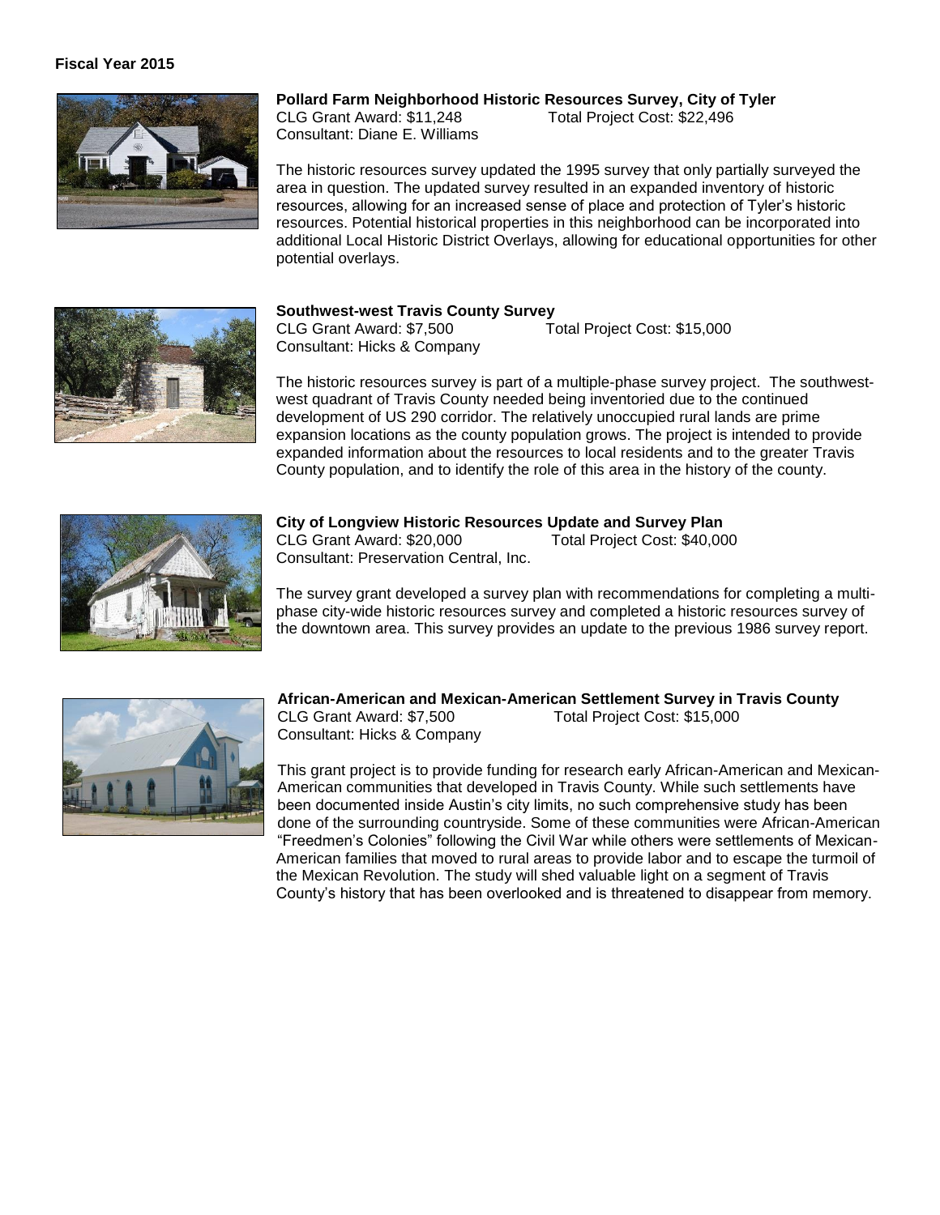**Fiscal Year 2015**

**Pollard Farm Neighborhood Historic Resources Survey, City of Tyler**
CLG Grant Award: $11,248 Total Project Cost: $22,496
Consultant: Diane E. Williams

The historic resources survey updated the 1995 survey that only partially surveyed the area in question. The updated survey resulted in an expanded inventory of historic resources, allowing for an increased sense of place and protection of Tyler's historic resources. Potential historical properties in this neighborhood can be incorporated into additional Local Historic District Overlays, allowing for educational opportunities for other potential overlays.

**Southwest-west Travis County Survey**
CLG Grant Award: $7,500 Total Project Cost: $15,000
Consultant: Hicks & Company

The historic resources survey is part of a multiple-phase survey project. The southwest-west quadrant of Travis County needed being inventoried due to the continued development of US 290 corridor. The relatively unoccupied rural lands are prime expansion locations as the county population grows. The project is intended to provide expanded information about the resources to local residents and to the greater Travis County population, and to identify the role of this area in the history of the county.

**City of Longview Historic Resources Update and Survey Plan**
CLG Grant Award: $20,000 Total Project Cost: $40,000
Consultant: Preservation Central, Inc.

The survey grant developed a survey plan with recommendations for completing a multi-phase city-wide historic resources survey and completed a historic resources survey of the downtown area. This survey provides an update to the previous 1986 survey report.

**African-American and Mexican-American Settlement Survey in Travis County**
CLG Grant Award: $7,500 Total Project Cost: $15,000
Consultant: Hicks & Company

This grant project is to provide funding for research early African-American and Mexican-American communities that developed in Travis County. While such settlements have been documented inside Austin's city limits, no such comprehensive study has been done of the surrounding countryside. Some of these communities were African-American "Freedmen's Colonies" following the Civil War while others were settlements of Mexican-American families that moved to rural areas to provide labor and to escape the turmoil of the Mexican Revolution. The study will shed valuable light on a segment of Travis County's history that has been overlooked and is threatened to disappear from memory.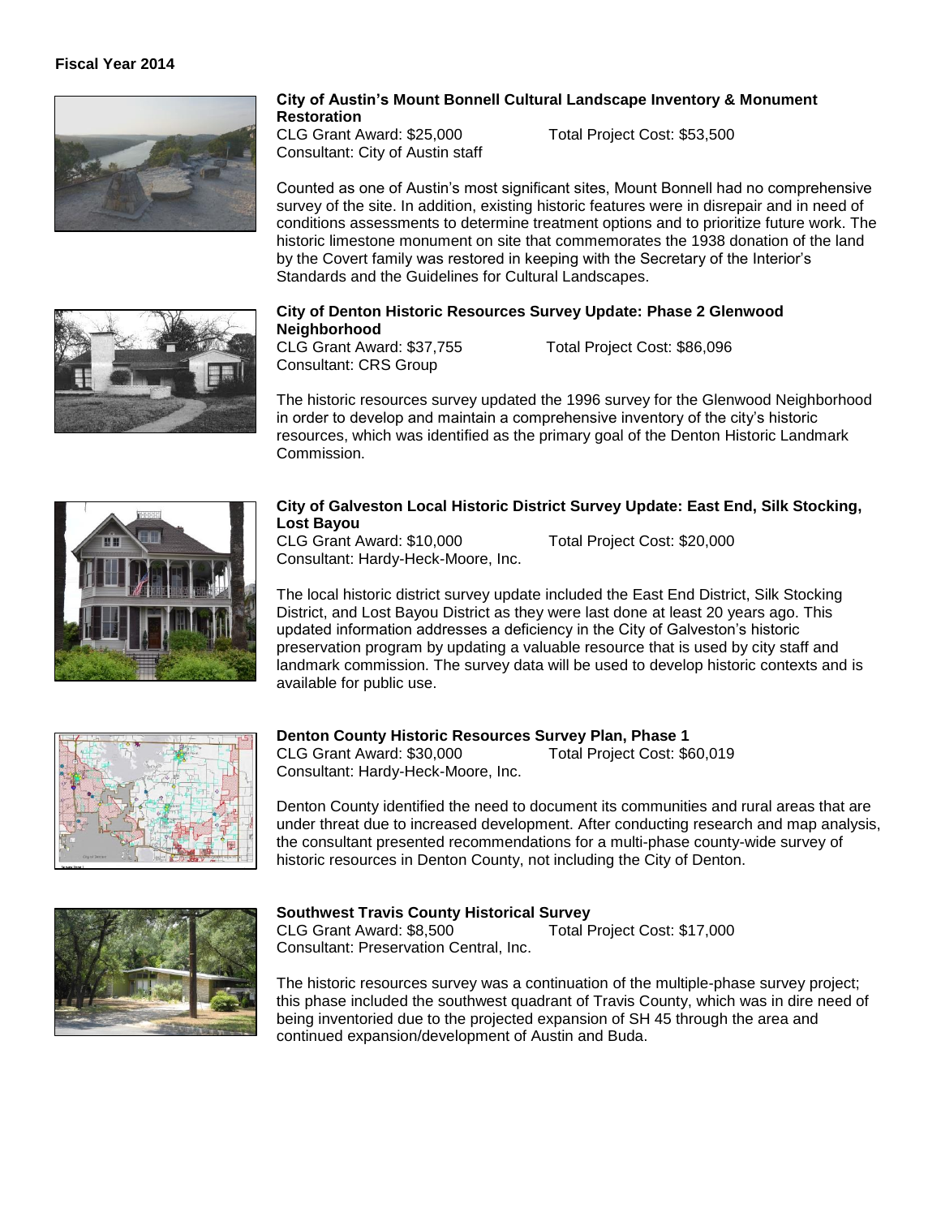## Fiscal Year 2014

### City of Austin's Mount Bonnell Cultural Landscape Inventory & Monument Restoration

CLG Grant Award: $25,000 Total Project Cost: $53,500
Consultant: City of Austin staff

Counted as one of Austin's most significant sites, Mount Bonnell had no comprehensive survey of the site. In addition, existing historic features were in disrepair and in need of conditions assessments to determine treatment options and to prioritize future work. The historic limestone monument on site that commemorates the 1938 donation of the land by the Covert family was restored in keeping with the Secretary of the Interior's Standards and the Guidelines for Cultural Landscapes.

### City of Denton Historic Resources Survey Update: Phase 2 Glenwood Neighborhood

CLG Grant Award: $37,755 Total Project Cost: $86,096
Consultant: CRS Group

The historic resources survey updated the 1996 survey for the Glenwood Neighborhood in order to develop and maintain a comprehensive inventory of the city's historic resources, which was identified as the primary goal of the Denton Historic Landmark Commission.

### City of Galveston Local Historic District Survey Update: East End, Silk Stocking, Lost Bayou

CLG Grant Award: $10,000 Total Project Cost: $20,000
Consultant: Hardy-Heck-Moore, Inc.

The local historic district survey update included the East End District, Silk Stocking District, and Lost Bayou District as they were last done at least 20 years ago. This updated information addresses a deficiency in the City of Galveston's historic preservation program by updating a valuable resource that is used by city staff and landmark commission. The survey data will be used to develop historic contexts and is available for public use.

### Denton County Historic Resources Survey Plan, Phase 1

CLG Grant Award: $30,000 Total Project Cost: $60,019
Consultant: Hardy-Heck-Moore, Inc.

Denton County identified the need to document its communities and rural areas that are under threat due to increased development. After conducting research and map analysis, the consultant presented recommendations for a multi-phase county-wide survey of historic resources in Denton County, not including the City of Denton.

### Southwest Travis County Historical Survey

CLG Grant Award: $8,500 Total Project Cost: $17,000
Consultant: Preservation Central, Inc.

The historic resources survey was a continuation of the multiple-phase survey project; this phase included the southwest quadrant of Travis County, which was in dire need of being inventoried due to the projected expansion of SH 45 through the area and continued expansion/development of Austin and Buda.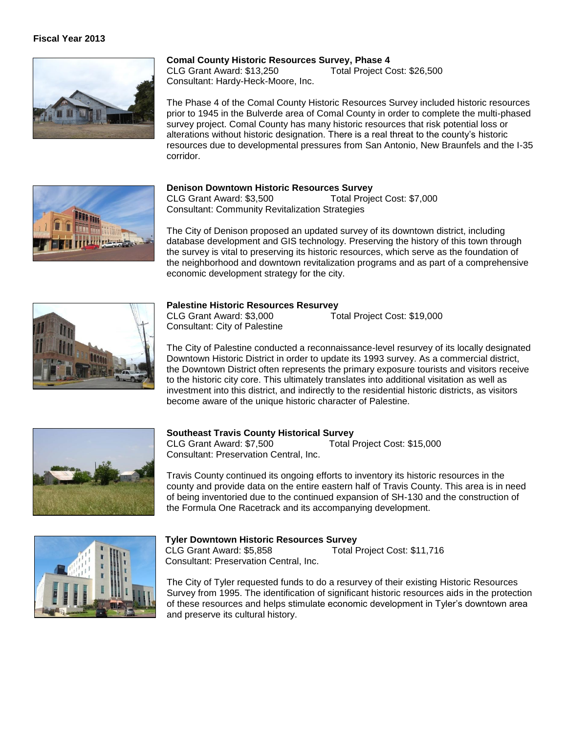**Fiscal Year 2013**

### Comal County Historic Resources Survey, Phase 4

CLG Grant Award: $13,250 Total Project Cost: $26,500
Consultant: Hardy-Heck-Moore, Inc.

The Phase 4 of the Comal County Historic Resources Survey included historic resources prior to 1945 in the Bulverde area of Comal County in order to complete the multi-phased survey project. Comal County has many historic resources that risk potential loss or alterations without historic designation. There is a real threat to the county's historic resources due to developmental pressures from San Antonio, New Braunfels and the I-35 corridor.

### Denison Downtown Historic Resources Survey

CLG Grant Award: $3,500 Total Project Cost: $7,000
Consultant: Community Revitalization Strategies

The City of Denison proposed an updated survey of its downtown district, including database development and GIS technology. Preserving the history of this town through the survey is vital to preserving its historic resources, which serve as the foundation of the neighborhood and downtown revitalization programs and as part of a comprehensive economic development strategy for the city.

### Palestine Historic Resources Resurvey

CLG Grant Award: $3,000 Total Project Cost: $19,000
Consultant: City of Palestine

The City of Palestine conducted a reconnaissance-level resurvey of its locally designated Downtown Historic District in order to update its 1993 survey. As a commercial district, the Downtown District often represents the primary exposure tourists and visitors receive to the historic city core. This ultimately translates into additional visitation as well as investment into this district, and indirectly to the residential historic districts, as visitors become aware of the unique historic character of Palestine.

### Southeast Travis County Historical Survey

CLG Grant Award: $7,500 Total Project Cost: $15,000
Consultant: Preservation Central, Inc.

Travis County continued its ongoing efforts to inventory its historic resources in the county and provide data on the entire eastern half of Travis County. This area is in need of being inventoried due to the continued expansion of SH-130 and the construction of the Formula One Racetrack and its accompanying development.

### Tyler Downtown Historic Resources Survey

CLG Grant Award: $5,858 Total Project Cost: $11,716
Consultant: Preservation Central, Inc.

The City of Tyler requested funds to do a resurvey of their existing Historic Resources Survey from 1995. The identification of significant historic resources aids in the protection of these resources and helps stimulate economic development in Tyler's downtown area and preserve its cultural history.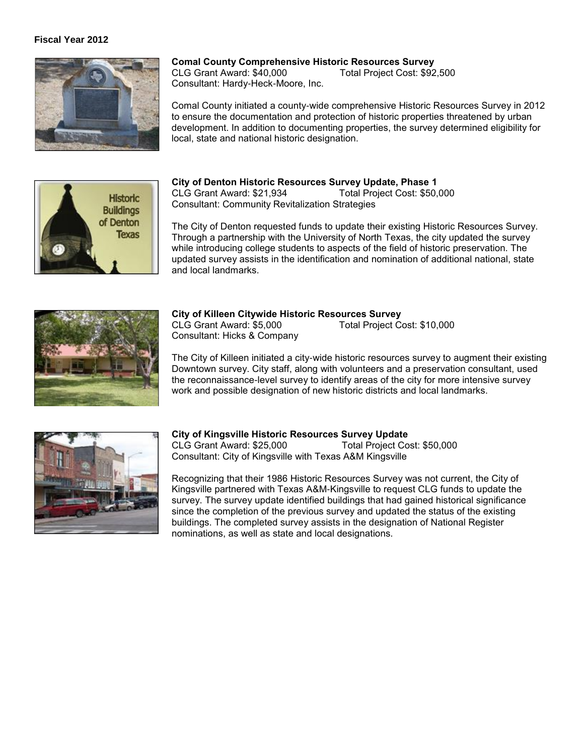**Fiscal Year 2012**

### Comal County Comprehensive Historic Resources Survey

CLG Grant Award: $40,000 Total Project Cost: $92,500
Consultant: Hardy-Heck-Moore, Inc.

Comal County initiated a county-wide comprehensive Historic Resources Survey in 2012 to ensure the documentation and protection of historic properties threatened by urban development. In addition to documenting properties, the survey determined eligibility for local, state and national historic designation.

### City of Denton Historic Resources Survey Update, Phase 1

CLG Grant Award: $21,934 Total Project Cost: $50,000
Consultant: Community Revitalization Strategies

The City of Denton requested funds to update their existing Historic Resources Survey. Through a partnership with the University of North Texas, the city updated the survey while introducing college students to aspects of the field of historic preservation. The updated survey assists in the identification and nomination of additional national, state and local landmarks.

### City of Killeen Citywide Historic Resources Survey

CLG Grant Award: $5,000 Total Project Cost: $10,000
Consultant: Hicks & Company

The City of Killeen initiated a city-wide historic resources survey to augment their existing Downtown survey. City staff, along with volunteers and a preservation consultant, used the reconnaissance-level survey to identify areas of the city for more intensive survey work and possible designation of new historic districts and local landmarks.

### City of Kingsville Historic Resources Survey Update

CLG Grant Award: $25,000 Total Project Cost: $50,000
Consultant: City of Kingsville with Texas A&M Kingsville

Recognizing that their 1986 Historic Resources Survey was not current, the City of Kingsville partnered with Texas A&M-Kingsville to request CLG funds to update the survey. The survey update identified buildings that had gained historical significance since the completion of the previous survey and updated the status of the existing buildings. The completed survey assists in the designation of National Register nominations, as well as state and local designations.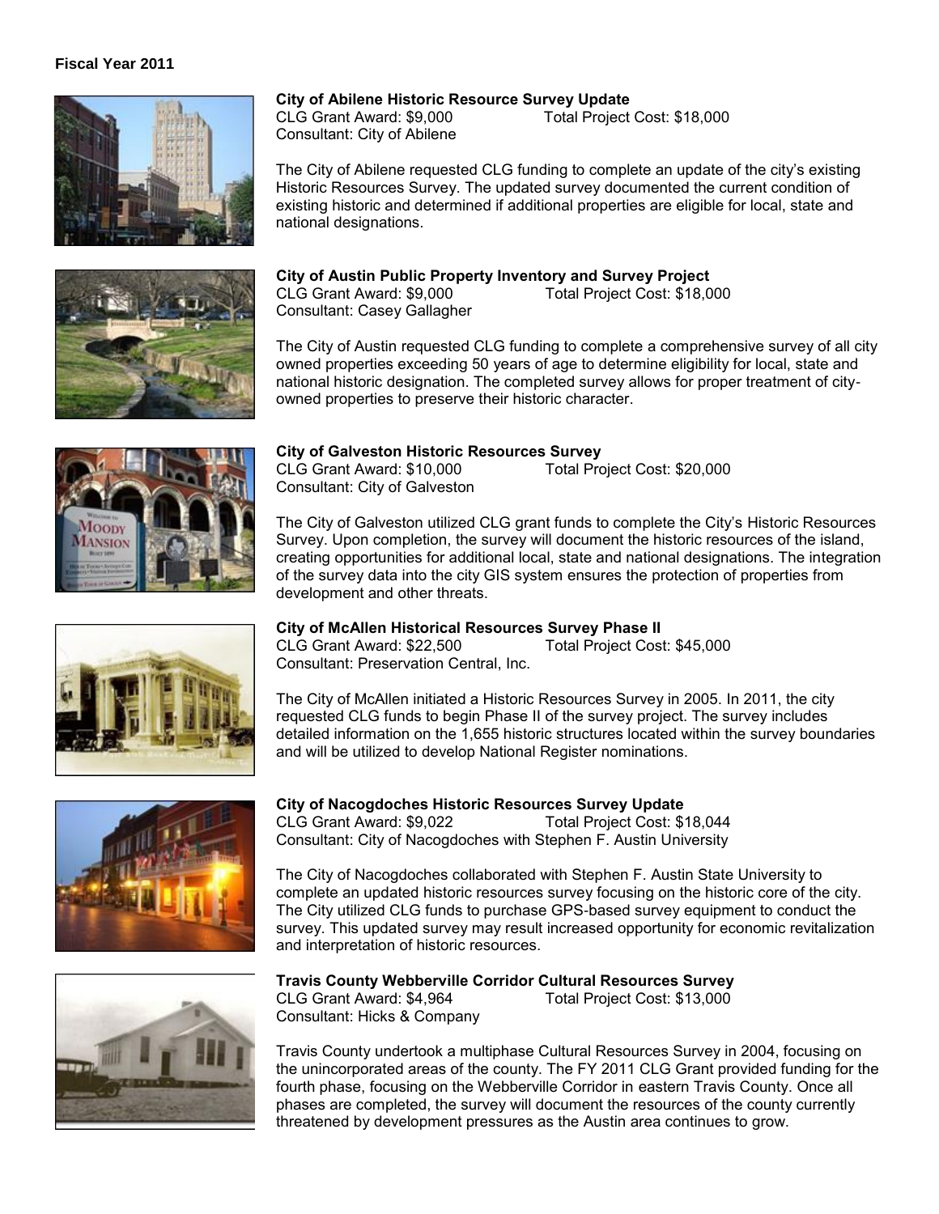**Fiscal Year 2011**

**City of Abilene Historic Resource Survey Update**
CLG Grant Award: $9,000 Total Project Cost: $18,000
Consultant: City of Abilene

The City of Abilene requested CLG funding to complete an update of the city's existing Historic Resources Survey. The updated survey documented the current condition of existing historic and determined if additional properties are eligible for local, state and national designations.

**City of Austin Public Property Inventory and Survey Project**
CLG Grant Award: $9,000 Total Project Cost: $18,000
Consultant: Casey Gallagher

The City of Austin requested CLG funding to complete a comprehensive survey of all city owned properties exceeding 50 years of age to determine eligibility for local, state and national historic designation. The completed survey allows for proper treatment of city-owned properties to preserve their historic character.

**City of Galveston Historic Resources Survey**
CLG Grant Award: $10,000 Total Project Cost: $20,000
Consultant: City of Galveston

The City of Galveston utilized CLG grant funds to complete the City's Historic Resources Survey. Upon completion, the survey will document the historic resources of the island, creating opportunities for additional local, state and national designations. The integration of the survey data into the city GIS system ensures the protection of properties from development and other threats.

**City of McAllen Historical Resources Survey Phase II**
CLG Grant Award: $22,500 Total Project Cost: $45,000
Consultant: Preservation Central, Inc.

The City of McAllen initiated a Historic Resources Survey in 2005. In 2011, the city requested CLG funds to begin Phase II of the survey project. The survey includes detailed information on the 1,655 historic structures located within the survey boundaries and will be utilized to develop National Register nominations.

**City of Nacogdoches Historic Resources Survey Update**
CLG Grant Award: $9,022 Total Project Cost: $18,044
Consultant: City of Nacogdoches with Stephen F. Austin University

The City of Nacogdoches collaborated with Stephen F. Austin State University to complete an updated historic resources survey focusing on the historic core of the city. The City utilized CLG funds to purchase GPS-based survey equipment to conduct the survey. This updated survey may result increased opportunity for economic revitalization and interpretation of historic resources.

**Travis County Webberville Corridor Cultural Resources Survey**
CLG Grant Award: $4,964 Total Project Cost: $13,000
Consultant: Hicks & Company

Travis County undertook a multiphase Cultural Resources Survey in 2004, focusing on the unincorporated areas of the county. The FY 2011 CLG Grant provided funding for the fourth phase, focusing on the Webberville Corridor in eastern Travis County. Once all phases are completed, the survey will document the resources of the county currently threatened by development pressures as the Austin area continues to grow.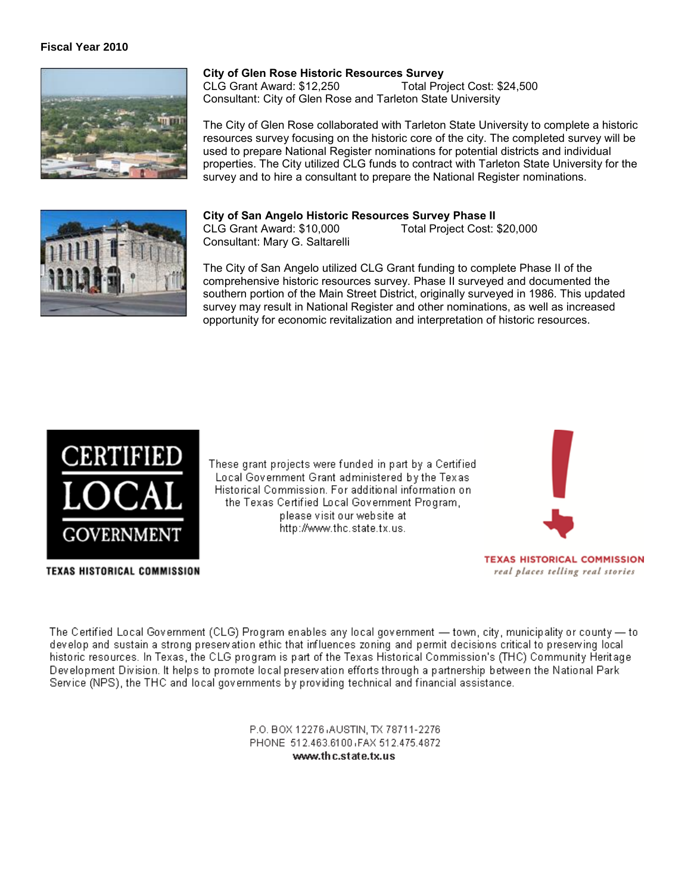**Fiscal Year 2010**

**City of Glen Rose Historic Resources Survey**
CLG Grant Award: $12,250 Total Project Cost: $24,500
Consultant: City of Glen Rose and Tarleton State University

The City of Glen Rose collaborated with Tarleton State University to complete a historic resources survey focusing on the historic core of the city. The completed survey will be used to prepare National Register nominations for potential districts and individual properties. The City utilized CLG funds to contract with Tarleton State University for the survey and to hire a consultant to prepare the National Register nominations.

**City of San Angelo Historic Resources Survey Phase II**
CLG Grant Award: $10,000 Total Project Cost: $20,000
Consultant: Mary G. Saltarelli

The City of San Angelo utilized CLG Grant funding to complete Phase II of the comprehensive historic resources survey. Phase II surveyed and documented the southern portion of the Main Street District, originally surveyed in 1986. This updated survey may result in National Register and other nominations, as well as increased opportunity for economic revitalization and interpretation of historic resources.

CERTIFIED LOCAL GOVERNMENT
TEXAS HISTORICAL COMMISSION

These grant projects were funded in part by a Certified Local Government Grant administered by the Texas Historical Commission. For additional information on the Texas Certified Local Government Program, please visit our website at http://www.thc.state.tx.us.

TEXAS HISTORICAL COMMISSION
*real places telling real stories*

The Certified Local Government (CLG) Program enables any local government — town, city, municipality or county — to develop and sustain a strong preservation ethic that influences zoning and permit decisions critical to preserving local historic resources. In Texas, the CLG program is part of the Texas Historical Commission's (THC) Community Heritage Development Division. It helps to promote local preservation efforts through a partnership between the National Park Service (NPS), the THC and local governments by providing technical and financial assistance.

P.O. BOX 12276 • AUSTIN, TX 78711-2276
PHONE 512.463.6100 • FAX 512.475.4872
**www.thc.state.tx.us**